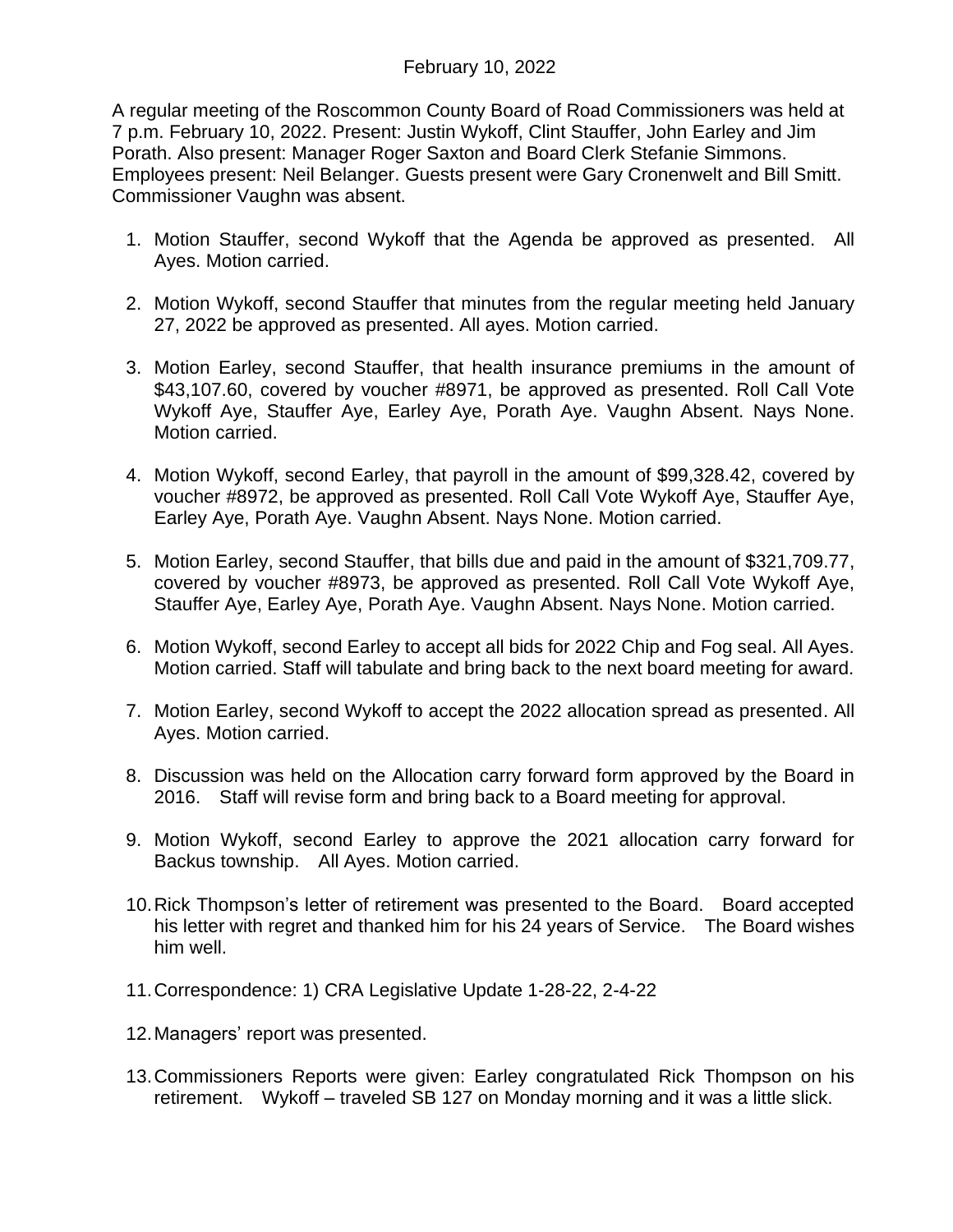February 10, 2022

A regular meeting of the Roscommon County Board of Road Commissioners was held at 7 p.m. February 10, 2022. Present: Justin Wykoff, Clint Stauffer, John Earley and Jim Porath. Also present: Manager Roger Saxton and Board Clerk Stefanie Simmons. Employees present: Neil Belanger. Guests present were Gary Cronenwelt and Bill Smitt. Commissioner Vaughn was absent.

1. Motion Stauffer, second Wykoff that the Agenda be approved as presented. All Ayes. Motion carried.

2. Motion Wykoff, second Stauffer that minutes from the regular meeting held January 27, 2022 be approved as presented. All ayes. Motion carried.

3. Motion Earley, second Stauffer, that health insurance premiums in the amount of $43,107.60, covered by voucher #8971, be approved as presented. Roll Call Vote Wykoff Aye, Stauffer Aye, Earley Aye, Porath Aye. Vaughn Absent. Nays None. Motion carried.

4. Motion Wykoff, second Earley, that payroll in the amount of $99,328.42, covered by voucher #8972, be approved as presented. Roll Call Vote Wykoff Aye, Stauffer Aye, Earley Aye, Porath Aye. Vaughn Absent. Nays None. Motion carried.

5. Motion Earley, second Stauffer, that bills due and paid in the amount of $321,709.77, covered by voucher #8973, be approved as presented. Roll Call Vote Wykoff Aye, Stauffer Aye, Earley Aye, Porath Aye. Vaughn Absent. Nays None. Motion carried.

6. Motion Wykoff, second Earley to accept all bids for 2022 Chip and Fog seal. All Ayes. Motion carried. Staff will tabulate and bring back to the next board meeting for award.

7. Motion Earley, second Wykoff to accept the 2022 allocation spread as presented. All Ayes. Motion carried.

8. Discussion was held on the Allocation carry forward form approved by the Board in 2016. Staff will revise form and bring back to a Board meeting for approval.

9. Motion Wykoff, second Earley to approve the 2021 allocation carry forward for Backus township. All Ayes. Motion carried.

10. Rick Thompson's letter of retirement was presented to the Board. Board accepted his letter with regret and thanked him for his 24 years of Service. The Board wishes him well.

11. Correspondence: 1) CRA Legislative Update 1-28-22, 2-4-22

12. Managers' report was presented.

13. Commissioners Reports were given: Earley congratulated Rick Thompson on his retirement. Wykoff – traveled SB 127 on Monday morning and it was a little slick.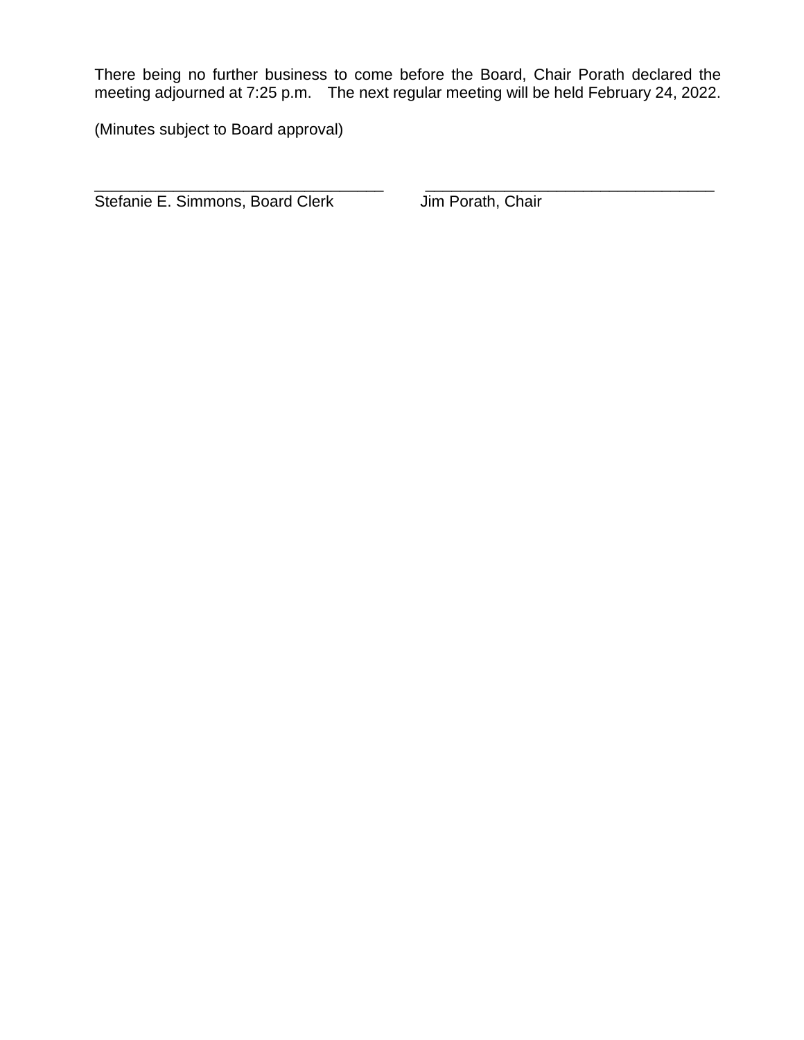There being no further business to come before the Board, Chair Porath declared the meeting adjourned at 7:25 p.m. The next regular meeting will be held February 24, 2022.

(Minutes subject to Board approval)

| | |
|---|---|
| ________________________________ | ________________________________ |
| Stefanie E. Simmons, Board Clerk | Jim Porath, Chair |